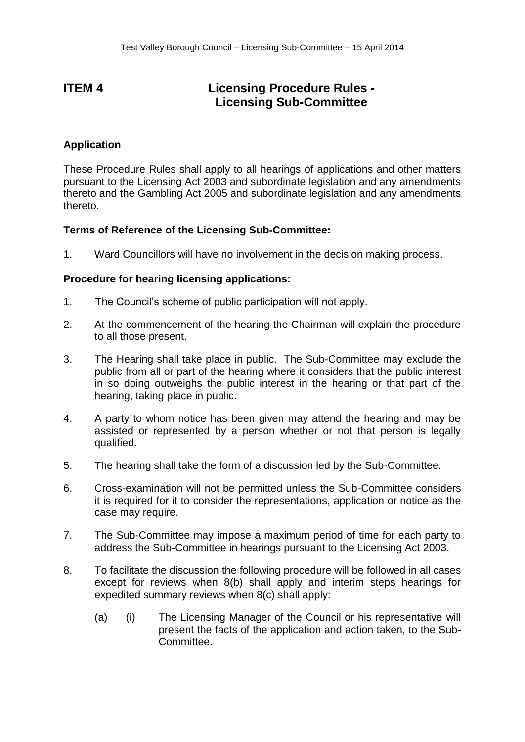# ITEM 4 Licensing Procedure Rules - Licensing Sub-Committee

## Application

These Procedure Rules shall apply to all hearings of applications and other matters pursuant to the Licensing Act 2003 and subordinate legislation and any amendments thereto and the Gambling Act 2005 and subordinate legislation and any amendments thereto.

## Terms of Reference of the Licensing Sub-Committee:

1. Ward Councillors will have no involvement in the decision making process.

## Procedure for hearing licensing applications:

1. The Council's scheme of public participation will not apply.

2. At the commencement of the hearing the Chairman will explain the procedure to all those present.

3. The Hearing shall take place in public. The Sub-Committee may exclude the public from all or part of the hearing where it considers that the public interest in so doing outweighs the public interest in the hearing or that part of the hearing, taking place in public.

4. A party to whom notice has been given may attend the hearing and may be assisted or represented by a person whether or not that person is legally qualified.

5. The hearing shall take the form of a discussion led by the Sub-Committee.

6. Cross-examination will not be permitted unless the Sub-Committee considers it is required for it to consider the representations, application or notice as the case may require.

7. The Sub-Committee may impose a maximum period of time for each party to address the Sub-Committee in hearings pursuant to the Licensing Act 2003.

8. To facilitate the discussion the following procedure will be followed in all cases except for reviews when 8(b) shall apply and interim steps hearings for expedited summary reviews when 8(c) shall apply:

   (a) (i) The Licensing Manager of the Council or his representative will present the facts of the application and action taken, to the Sub-Committee.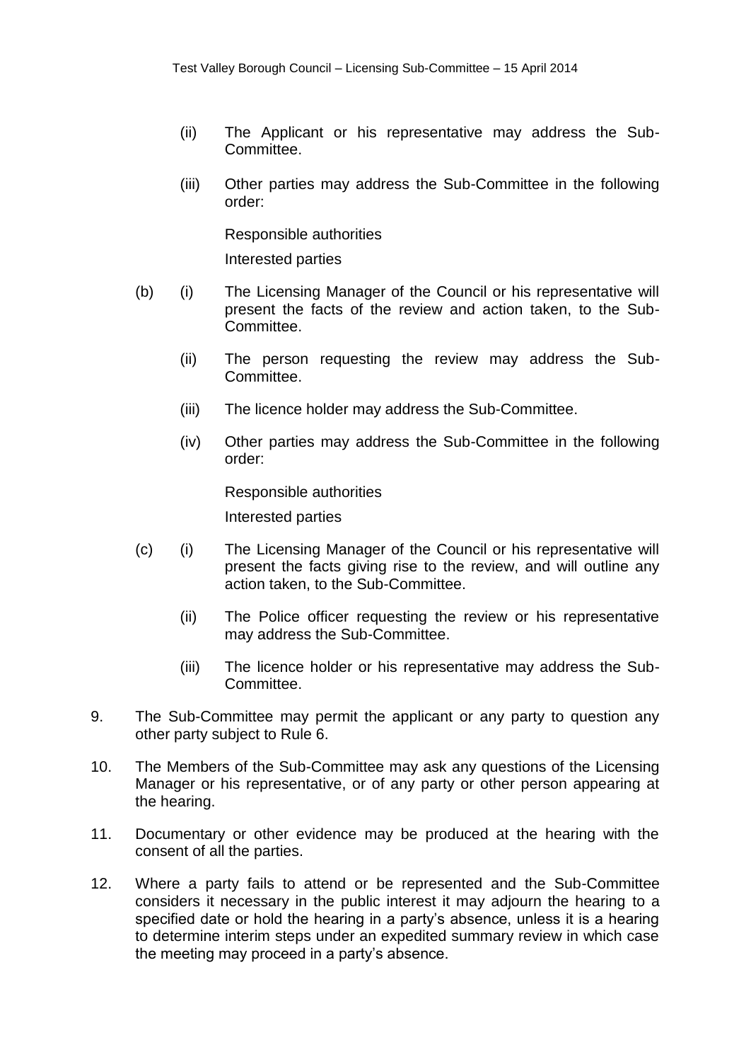(ii) The Applicant or his representative may address the Sub-Committee.

(iii) Other parties may address the Sub-Committee in the following order:

Responsible authorities

Interested parties

(b) (i) The Licensing Manager of the Council or his representative will present the facts of the review and action taken, to the Sub-Committee.

(ii) The person requesting the review may address the Sub-Committee.

(iii) The licence holder may address the Sub-Committee.

(iv) Other parties may address the Sub-Committee in the following order:

Responsible authorities

Interested parties

(c) (i) The Licensing Manager of the Council or his representative will present the facts giving rise to the review, and will outline any action taken, to the Sub-Committee.

(ii) The Police officer requesting the review or his representative may address the Sub-Committee.

(iii) The licence holder or his representative may address the Sub-Committee.

9. The Sub-Committee may permit the applicant or any party to question any other party subject to Rule 6.

10. The Members of the Sub-Committee may ask any questions of the Licensing Manager or his representative, or of any party or other person appearing at the hearing.

11. Documentary or other evidence may be produced at the hearing with the consent of all the parties.

12. Where a party fails to attend or be represented and the Sub-Committee considers it necessary in the public interest it may adjourn the hearing to a specified date or hold the hearing in a party's absence, unless it is a hearing to determine interim steps under an expedited summary review in which case the meeting may proceed in a party's absence.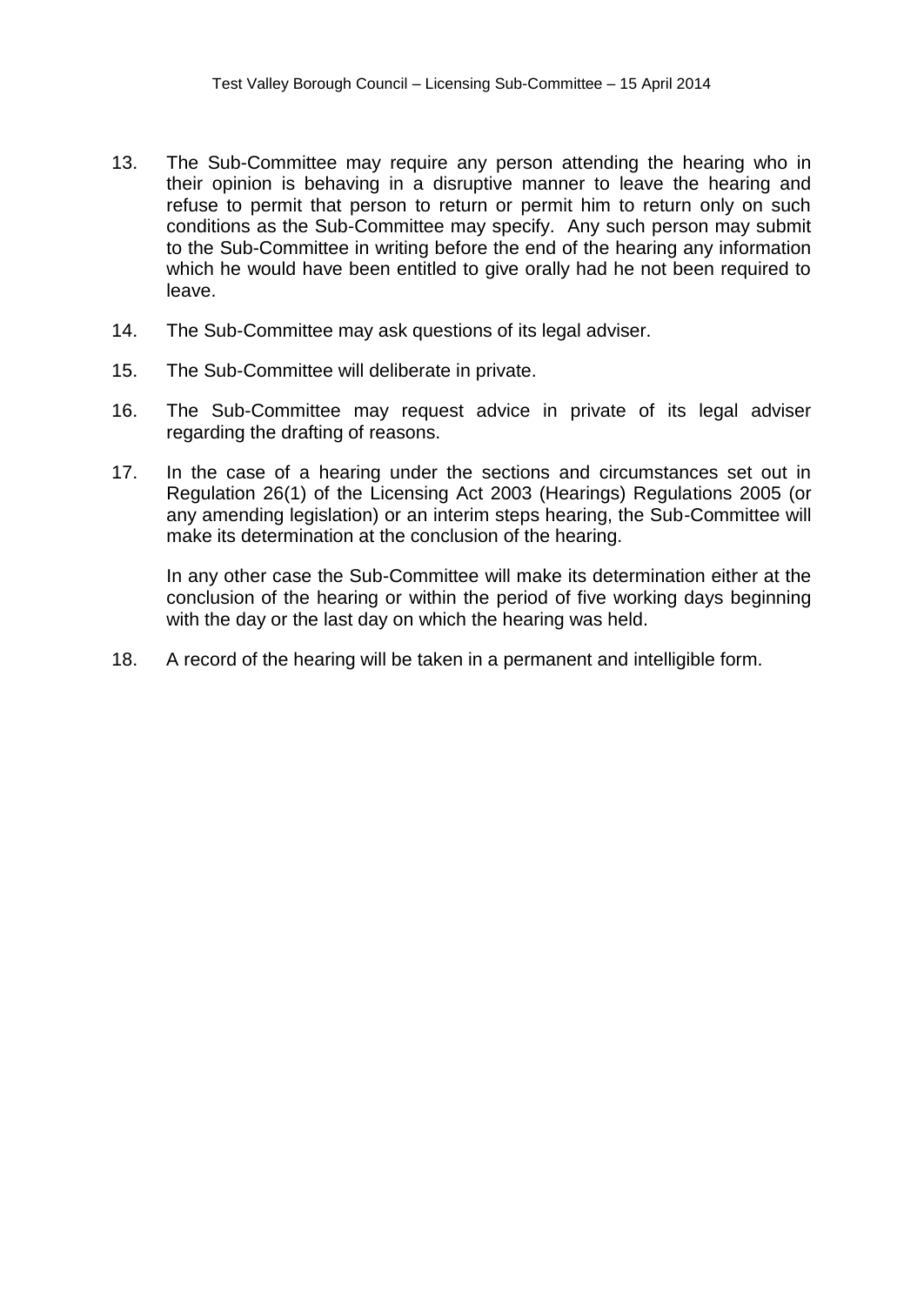13. The Sub-Committee may require any person attending the hearing who in their opinion is behaving in a disruptive manner to leave the hearing and refuse to permit that person to return or permit him to return only on such conditions as the Sub-Committee may specify. Any such person may submit to the Sub-Committee in writing before the end of the hearing any information which he would have been entitled to give orally had he not been required to leave.

14. The Sub-Committee may ask questions of its legal adviser.

15. The Sub-Committee will deliberate in private.

16. The Sub-Committee may request advice in private of its legal adviser regarding the drafting of reasons.

17. In the case of a hearing under the sections and circumstances set out in Regulation 26(1) of the Licensing Act 2003 (Hearings) Regulations 2005 (or any amending legislation) or an interim steps hearing, the Sub-Committee will make its determination at the conclusion of the hearing.

    In any other case the Sub-Committee will make its determination either at the conclusion of the hearing or within the period of five working days beginning with the day or the last day on which the hearing was held.

18. A record of the hearing will be taken in a permanent and intelligible form.